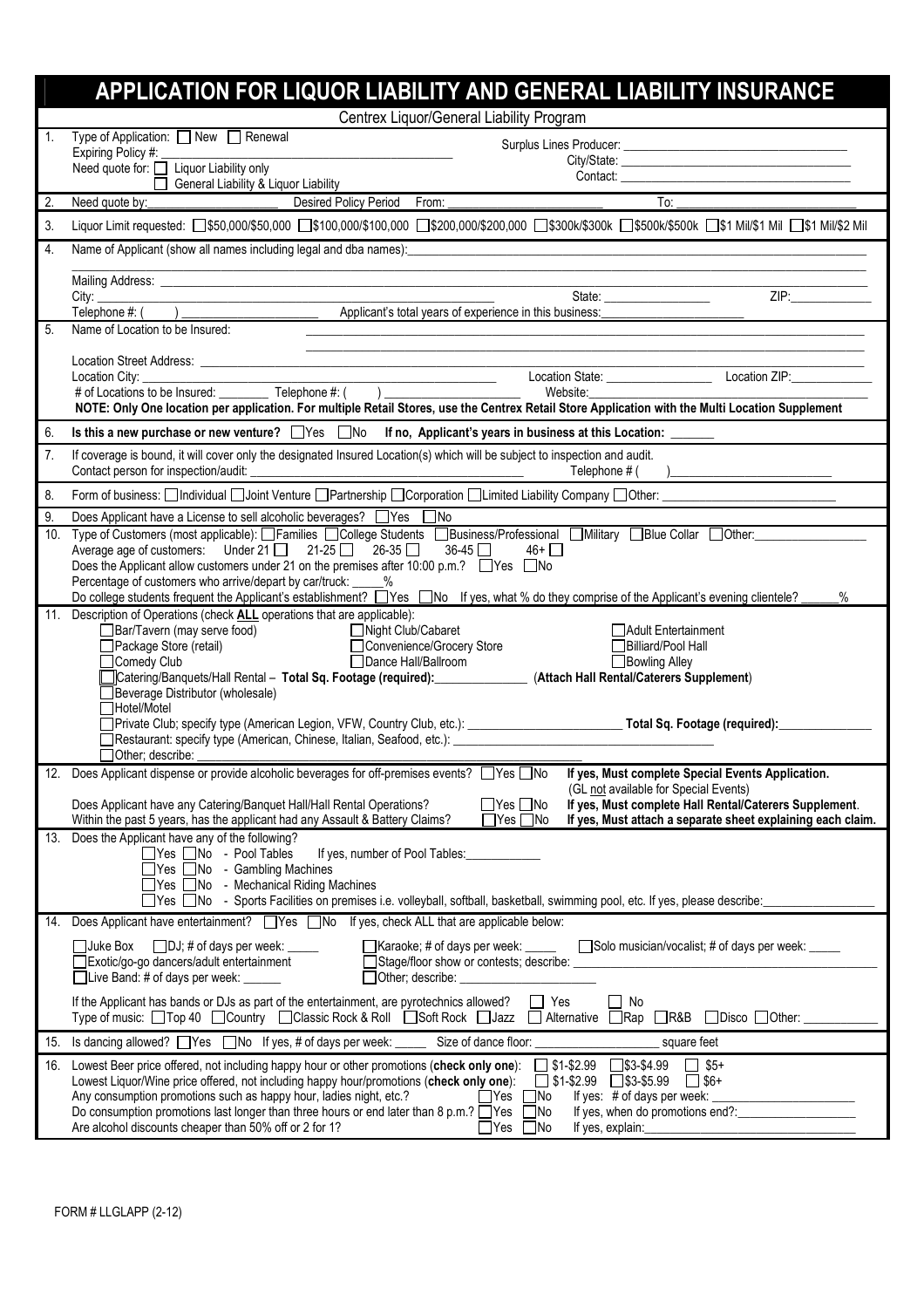# APPLICATION FOR LIQUOR LIABILITY AND GENERAL LIABILITY INSURANCE

Centrex Liquor/General Liability Program

1. Type of Application: ☐ New ☐ Renewal
   Expiring Policy #: ______________________
   Need quote for: ☐ Liquor Liability only
   ☐ General Liability & Liquor Liability

   Surplus Lines Producer: ______________________
   City/State: ______________________
   Contact: ______________________

2. Need quote by: ____________ Desired Policy Period From: ____________ To: ____________

3. Liquor Limit requested: ☐ \$50,000/\$50,000 ☐ \$100,000/\$100,000 ☐ \$200,000/\$200,000 ☐ \$300k/\$300k ☐ \$500k/\$500k ☐ \$1 Mil/\$1 Mil ☐ \$1 Mil/\$2 Mil

4. Name of Applicant (show all names including legal and dba names): ______________________

   Mailing Address: ______________________
   City: ______________________ State: ____________ ZIP: ____________
   Telephone #: ( ) ____________ Applicant's total years of experience in this business: ____________

5. Name of Location to be Insured: ______________________

   Location Street Address: ______________________
   Location City: ______________________ Location State: ____________ Location ZIP: ____________
   # of Locations to be Insured: ________ Telephone #: ( ) ____________ Website: ____________
   **NOTE: Only One location per application. For multiple Retail Stores, use the Centrex Retail Store Application with the Multi Location Supplement**

6. **Is this a new purchase or new venture?** ☐ Yes ☐ No **If no, Applicant's years in business at this Location:** _______

7. If coverage is bound, it will cover only the designated Insured Location(s) which will be subject to inspection and audit.
   Contact person for inspection/audit: ______________________ Telephone # ( ) ____________

8. Form of business: ☐ Individual ☐ Joint Venture ☐ Partnership ☐ Corporation ☐ Limited Liability Company ☐ Other: ____________

9. Does Applicant have a License to sell alcoholic beverages? ☐ Yes ☐ No

10. Type of Customers (most applicable): ☐ Families ☐ College Students ☐ Business/Professional ☐ Military ☐ Blue Collar ☐ Other: ____________
    Average age of customers: Under 21 ☐ 21-25 ☐ 26-35 ☐ 36-45 ☐ 46+ ☐
    Does the Applicant allow customers under 21 on the premises after 10:00 p.m.? ☐ Yes ☐ No
    Percentage of customers who arrive/depart by car/truck: _____%
    Do college students frequent the Applicant's establishment? ☐ Yes ☐ No If yes, what % do they comprise of the Applicant's evening clientele? _____%

11. Description of Operations (check **ALL** operations that are applicable):
    - ☐ Bar/Tavern (may serve food)
    - ☐ Night Club/Cabaret
    - ☐ Adult Entertainment
    - ☐ Package Store (retail)
    - ☐ Convenience/Grocery Store
    - ☐ Billiard/Pool Hall
    - ☐ Comedy Club
    - ☐ Dance Hall/Ballroom
    - ☐ Bowling Alley
    - ☐ Catering/Banquets/Hall Rental – **Total Sq. Footage (required):** ____________ (**Attach Hall Rental/Caterers Supplement**)
    - ☐ Beverage Distributor (wholesale)
    - ☐ Hotel/Motel
    - ☐ Private Club; specify type (American Legion, VFW, Country Club, etc.): ____________ **Total Sq. Footage (required):** ____________
    - ☐ Restaurant: specify type (American, Chinese, Italian, Seafood, etc.): ____________
    - ☐ Other; describe: ____________

12. Does Applicant dispense or provide alcoholic beverages for off-premises events? ☐ Yes ☐ No **If yes, Must complete Special Events Application.** (GL not available for Special Events)
    Does Applicant have any Catering/Banquet Hall/Hall Rental Operations? ☐ Yes ☐ No **If yes, Must complete Hall Rental/Caterers Supplement.**
    Within the past 5 years, has the applicant had any Assault & Battery Claims? ☐ Yes ☐ No **If yes, Must attach a separate sheet explaining each claim.**

13. Does the Applicant have any of the following?
    - ☐ Yes ☐ No - Pool Tables If yes, number of Pool Tables: ____________
    - ☐ Yes ☐ No - Gambling Machines
    - ☐ Yes ☐ No - Mechanical Riding Machines
    - ☐ Yes ☐ No - Sports Facilities on premises i.e. volleyball, softball, basketball, swimming pool, etc. If yes, please describe: ____________

14. Does Applicant have entertainment? ☐ Yes ☐ No If yes, check ALL that are applicable below:
    - ☐ Juke Box ☐ DJ; # of days per week: _____ ☐ Karaoke; # of days per week: _____ ☐ Solo musician/vocalist; # of days per week: _____
    - ☐ Exotic/go-go dancers/adult entertainment ☐ Stage/floor show or contests; describe: ____________
    - ☐ Live Band: # of days per week: _____ ☐ Other; describe: ____________

    If the Applicant has bands or DJs as part of the entertainment, are pyrotechnics allowed? ☐ Yes ☐ No
    Type of music: ☐ Top 40 ☐ Country ☐ Classic Rock & Roll ☐ Soft Rock ☐ Jazz ☐ Alternative ☐ Rap ☐ R&B ☐ Disco ☐ Other: ____________

15. Is dancing allowed? ☐ Yes ☐ No If yes, # of days per week: _____ Size of dance floor: ____________ square feet

16. Lowest Beer price offered, not including happy hour or other promotions (**check only one**): ☐ \$1-\$2.99 ☐ \$3-\$4.99 ☐ \$5+
    Lowest Liquor/Wine price offered, not including happy hour/promotions (**check only one**): ☐ \$1-\$2.99 ☐ \$3-\$5.99 ☐ \$6+
    Any consumption promotions such as happy hour, ladies night, etc.? ☐ Yes ☐ No If yes: # of days per week: ____________
    Do consumption promotions last longer than three hours or end later than 8 p.m.? ☐ Yes ☐ No If yes, when do promotions end?: ____________
    Are alcohol discounts cheaper than 50% off or 2 for 1? ☐ Yes ☐ No If yes, explain: ____________

FORM # LLGLAPP (2-12)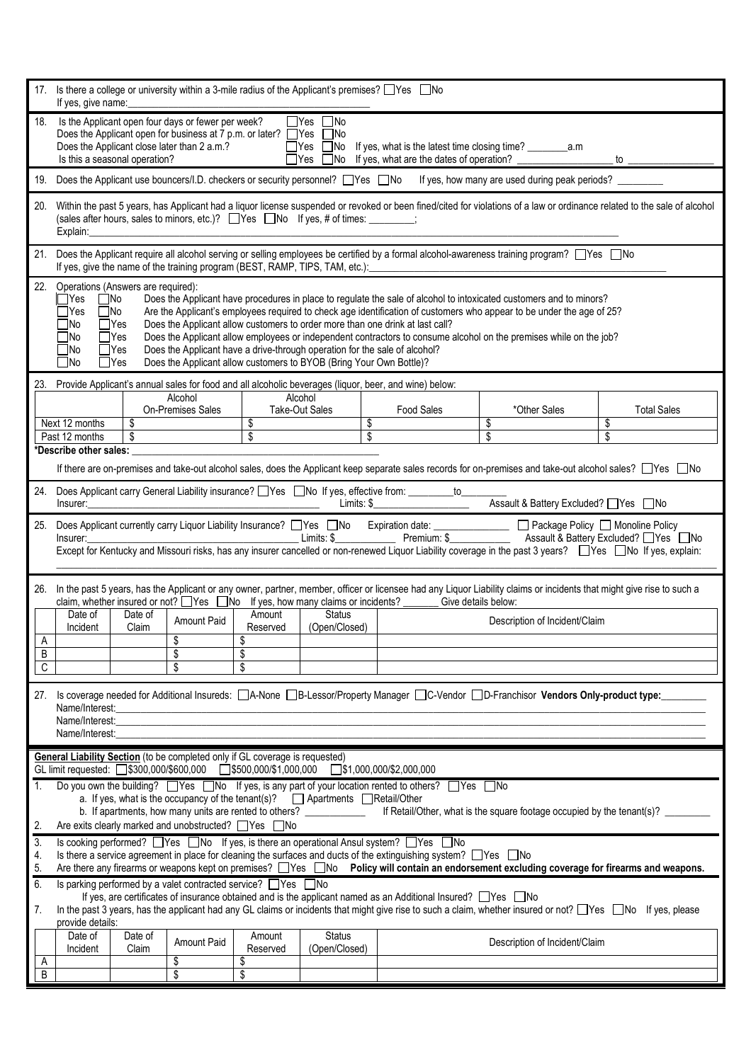17. Is there a college or university within a 3-mile radius of the Applicant's premises? ☐Yes ☐No
If yes, give name:\_\_\_\_\_\_\_\_\_\_\_\_\_\_\_\_\_\_\_\_\_\_\_\_\_\_\_\_\_\_

18. Is the Applicant open four days or fewer per week? ☐Yes ☐No
Does the Applicant open for business at 7 p.m. or later? ☐Yes ☐No
Does the Applicant close later than 2 a.m.? ☐Yes ☐No If yes, what is the latest time closing time? \_\_\_\_\_\_\_\_a.m
Is this a seasonal operation? ☐Yes ☐No If yes, what are the dates of operation? \_\_\_\_\_\_\_\_\_\_\_\_\_\_\_\_\_\_ to \_\_\_\_\_\_\_\_\_\_\_\_\_\_\_\_

19. Does the Applicant use bouncers/I.D. checkers or security personnel? ☐Yes ☐No If yes, how many are used during peak periods? \_\_\_\_\_\_\_\_

20. Within the past 5 years, has Applicant had a liquor license suspended or revoked or been fined/cited for violations of a law or ordinance related to the sale of alcohol (sales after hours, sales to minors, etc.)? ☐Yes ☐No If yes, # of times: \_\_\_\_\_\_\_\_;
Explain:\_\_\_\_\_\_\_\_\_\_\_\_\_\_\_\_\_\_\_\_\_\_\_\_\_\_\_\_\_\_\_\_\_\_\_\_\_\_\_\_\_\_\_\_\_\_\_\_\_\_\_\_\_\_\_\_\_\_

21. Does the Applicant require all alcohol serving or selling employees be certified by a formal alcohol-awareness training program? ☐Yes ☐No
If yes, give the name of the training program (BEST, RAMP, TIPS, TAM, etc.):\_\_\_\_\_\_\_\_\_\_\_\_\_\_\_\_\_\_\_\_\_\_\_\_\_\_\_\_\_\_\_\_\_\_\_\_

22. Operations (Answers are required):
- ☐Yes ☐No Does the Applicant have procedures in place to regulate the sale of alcohol to intoxicated customers and to minors?
- ☐Yes ☐No Are the Applicant's employees required to check age identification of customers who appear to be under the age of 25?
- ☐No ☐Yes Does the Applicant allow customers to order more than one drink at last call?
- ☐No ☐Yes Does the Applicant allow employees or independent contractors to consume alcohol on the premises while on the job?
- ☐No ☐Yes Does the Applicant have a drive-through operation for the sale of alcohol?
- ☐No ☐Yes Does the Applicant allow customers to BYOB (Bring Your Own Bottle)?

23. Provide Applicant's annual sales for food and all alcoholic beverages (liquor, beer, and wine) below:

| | Alcohol On-Premises Sales | Alcohol Take-Out Sales | Food Sales | *Other Sales | Total Sales |
|---|---|---|---|---|---|
| Next 12 months | $ | $ | $ | $ | $ |
| Past 12 months | $ | $ | $ | $ | $ |

*Describe other sales: \_\_\_\_\_\_\_\_\_\_\_\_\_\_\_\_\_\_\_\_\_\_\_\_\_\_\_\_\_\_\_\_\_\_\_\_\_\_\_\_

If there are on-premises and take-out alcohol sales, does the Applicant keep separate sales records for on-premises and take-out alcohol sales? ☐Yes ☐No

24. Does Applicant carry General Liability insurance? ☐Yes ☐No If yes, effective from: \_\_\_\_\_\_\_\_to\_\_\_\_\_\_\_\_
Insurer:\_\_\_\_\_\_\_\_\_\_\_\_\_\_\_\_\_\_\_\_\_\_\_\_\_\_\_\_\_\_\_\_\_\_\_\_ Limits: $\_\_\_\_\_\_\_\_\_\_\_\_\_\_\_\_\_\_ Assault & Battery Excluded? ☐Yes ☐No

25. Does Applicant currently carry Liquor Liability Insurance? ☐Yes ☐No Expiration date: \_\_\_\_\_\_\_\_\_\_\_\_\_\_\_ ☐ Package Policy ☐ Monoline Policy
Insurer:\_\_\_\_\_\_\_\_\_\_\_\_\_\_\_\_\_\_\_\_\_\_\_\_\_\_\_\_\_\_\_\_\_\_\_\_ Limits: $\_\_\_\_\_\_\_\_\_\_\_ Premium: $\_\_\_\_\_\_\_\_\_\_\_ Assault & Battery Excluded? ☐Yes ☐No
Except for Kentucky and Missouri risks, has any insurer cancelled or non-renewed Liquor Liability coverage in the past 3 years? ☐Yes ☐No If yes, explain:
\_\_\_\_\_\_\_\_\_\_\_\_\_\_\_\_\_\_\_\_\_\_\_\_\_\_\_\_\_\_\_\_\_\_\_\_\_\_\_\_\_\_\_\_\_\_\_\_\_\_\_\_\_\_\_\_\_\_

26. In the past 5 years, has the Applicant or any owner, partner, member, officer or licensee had any Liquor Liability claims or incidents that might give rise to such a claim, whether insured or not? ☐Yes ☐No If yes, how many claims or incidents? \_\_\_\_\_\_\_ Give details below:

| | Date of Incident | Date of Claim | Amount Paid | Amount Reserved | Status (Open/Closed) | Description of Incident/Claim |
|---|---|---|---|---|---|---|
| A | | | $ | $ | | |
| B | | | $ | $ | | |
| C | | | $ | $ | | |

27. Is coverage needed for Additional Insureds: ☐A-None ☐B-Lessor/Property Manager ☐C-Vendor ☐D-Franchisor **Vendors Only-product type:**\_\_\_\_\_\_\_\_
Name/Interest:\_\_\_\_\_\_\_\_\_\_\_\_\_\_\_\_\_\_\_\_\_\_\_\_\_\_\_\_\_\_\_\_\_\_\_\_\_\_\_\_\_\_\_\_\_\_\_\_
Name/Interest:\_\_\_\_\_\_\_\_\_\_\_\_\_\_\_\_\_\_\_\_\_\_\_\_\_\_\_\_\_\_\_\_\_\_\_\_\_\_\_\_\_\_\_\_\_\_\_\_
Name/Interest:\_\_\_\_\_\_\_\_\_\_\_\_\_\_\_\_\_\_\_\_\_\_\_\_\_\_\_\_\_\_\_\_\_\_\_\_\_\_\_\_\_\_\_\_\_\_\_\_

**General Liability Section** (to be completed only if GL coverage is requested)
GL limit requested: ☐$300,000/$600,000 ☐$500,000/$1,000,000 ☐$1,000,000/$2,000,000

1. Do you own the building? ☐Yes ☐No If yes, is any part of your location rented to others? ☐Yes ☐No
   a. If yes, what is the occupancy of the tenant(s)? ☐ Apartments ☐Retail/Other
   b. If apartments, how many units are rented to others? \_\_\_\_\_\_\_\_\_\_\_ If Retail/Other, what is the square footage occupied by the tenant(s)? \_\_\_\_\_\_\_\_
2. Are exits clearly marked and unobstructed? ☐Yes ☐No
3. Is cooking performed? ☐Yes ☐No If yes, is there an operational Ansul system? ☐Yes ☐No
4. Is there a service agreement in place for cleaning the surfaces and ducts of the extinguishing system? ☐Yes ☐No
5. Are there any firearms or weapons kept on premises? ☐Yes ☐No **Policy will contain an endorsement excluding coverage for firearms and weapons.**
6. Is parking performed by a valet contracted service? ☐Yes ☐No
   If yes, are certificates of insurance obtained and is the applicant named as an Additional Insured? ☐Yes ☐No
7. In the past 3 years, has the applicant had any GL claims or incidents that might give rise to such a claim, whether insured or not? ☐Yes ☐No If yes, please provide details:

| | Date of Incident | Date of Claim | Amount Paid | Amount Reserved | Status (Open/Closed) | Description of Incident/Claim |
|---|---|---|---|---|---|---|
| A | | | $ | $ | | |
| B | | | $ | $ | | |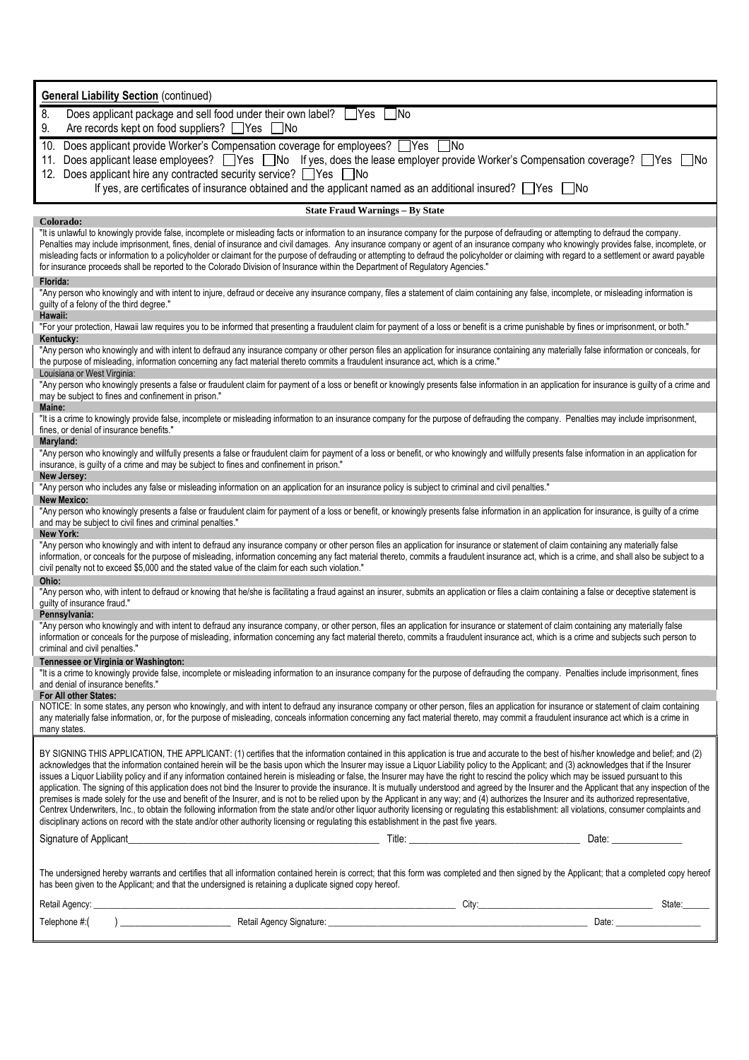## General Liability Section (continued)

8. Does applicant package and sell food under their own label? ☐ Yes ☐ No
9. Are records kept on food suppliers? ☐ Yes ☐ No

10. Does applicant provide Worker's Compensation coverage for employees? ☐ Yes ☐ No
11. Does applicant lease employees? ☐ Yes ☐ No If yes, does the lease employer provide Worker's Compensation coverage? ☐ Yes ☐ No
12. Does applicant hire any contracted security service? ☐ Yes ☐ No
    If yes, are certificates of insurance obtained and the applicant named as an additional insured? ☐ Yes ☐ No

### State Fraud Warnings – By State

**Colorado:**

"It is unlawful to knowingly provide false, incomplete or misleading facts or information to an insurance company for the purpose of defrauding or attempting to defraud the company. Penalties may include imprisonment, fines, denial of insurance and civil damages. Any insurance company or agent of an insurance company who knowingly provides false, incomplete, or misleading facts or information to a policyholder or claimant for the purpose of defrauding or attempting to defraud the policyholder or claiming with regard to a settlement or award payable for insurance proceeds shall be reported to the Colorado Division of Insurance within the Department of Regulatory Agencies."

**Florida:**

"Any person who knowingly and with intent to injure, defraud or deceive any insurance company, files a statement of claim containing any false, incomplete, or misleading information is guilty of a felony of the third degree."

**Hawaii:**

"For your protection, Hawaii law requires you to be informed that presenting a fraudulent claim for payment of a loss or benefit is a crime punishable by fines or imprisonment, or both."

**Kentucky:**

"Any person who knowingly and with intent to defraud any insurance company or other person files an application for insurance containing any materially false information or conceals, for the purpose of misleading, information concerning any fact material thereto commits a fraudulent insurance act, which is a crime."

**Louisiana or West Virginia:**

"Any person who knowingly presents a false or fraudulent claim for payment of a loss or benefit or knowingly presents false information in an application for insurance is guilty of a crime and may be subject to fines and confinement in prison."

**Maine:**

"It is a crime to knowingly provide false, incomplete or misleading information to an insurance company for the purpose of defrauding the company. Penalties may include imprisonment, fines, or denial of insurance benefits."

**Maryland:**

"Any person who knowingly and willfully presents a false or fraudulent claim for payment of a loss or benefit, or who knowingly and willfully presents false information in an application for insurance, is guilty of a crime and may be subject to fines and confinement in prison."

**New Jersey:**

"Any person who includes any false or misleading information on an application for an insurance policy is subject to criminal and civil penalties."

**New Mexico:**

"Any person who knowingly presents a false or fraudulent claim for payment of a loss or benefit, or knowingly presents false information in an application for insurance, is guilty of a crime and may be subject to civil fines and criminal penalties."

**New York:**

"Any person who knowingly and with intent to defraud any insurance company or other person files an application for insurance or statement of claim containing any materially false information, or conceals for the purpose of misleading, information concerning any fact material thereto, commits a fraudulent insurance act, which is a crime, and shall also be subject to a civil penalty not to exceed $5,000 and the stated value of the claim for each such violation."

**Ohio:**

"Any person who, with intent to defraud or knowing that he/she is facilitating a fraud against an insurer, submits an application or files a claim containing a false or deceptive statement is guilty of insurance fraud."

**Pennsylvania:**

"Any person who knowingly and with intent to defraud any insurance company, or other person, files an application for insurance or statement of claim containing any materially false information or conceals for the purpose of misleading, information concerning any fact material thereto, commits a fraudulent insurance act, which is a crime and subjects such person to criminal and civil penalties."

**Tennessee or Virginia or Washington:**

"It is a crime to knowingly provide false, incomplete or misleading information to an insurance company for the purpose of defrauding the company. Penalties include imprisonment, fines and denial of insurance benefits."

**For All other States:**

NOTICE: In some states, any person who knowingly, and with intent to defraud any insurance company or other person, files an application for insurance or statement of claim containing any materially false information, or, for the purpose of misleading, conceals information concerning any fact material thereto, may commit a fraudulent insurance act which is a crime in many states.

BY SIGNING THIS APPLICATION, THE APPLICANT: (1) certifies that the information contained in this application is true and accurate to the best of his/her knowledge and belief; and (2) acknowledges that the information contained herein will be the basis upon which the Insurer may issue a Liquor Liability policy to the Applicant; and (3) acknowledges that if the Insurer issues a Liquor Liability policy and if any information contained herein is misleading or false, the Insurer may have the right to rescind the policy which may be issued pursuant to this application. The signing of this application does not bind the Insurer to provide the insurance. It is mutually understood and agreed by the Insurer and the Applicant that any inspection of the premises is made solely for the use and benefit of the Insurer, and is not to be relied upon by the Applicant in any way; and (4) authorizes the Insurer and its authorized representative, Centrex Underwriters, Inc., to obtain the following information from the state and/or other liquor authority licensing or regulating this establishment: all violations, consumer complaints and disciplinary actions on record with the state and/or other authority licensing or regulating this establishment in the past five years.

Signature of Applicant\_\_\_\_\_\_\_\_\_\_\_\_\_\_\_\_\_\_\_\_ Title: \_\_\_\_\_\_\_\_\_\_\_\_\_\_\_\_\_\_\_\_ Date: \_\_\_\_\_\_\_\_\_\_

The undersigned hereby warrants and certifies that all information contained herein is correct; that this form was completed and then signed by the Applicant; that a completed copy hereof has been given to the Applicant; and that the undersigned is retaining a duplicate signed copy hereof.

Retail Agency: \_\_\_\_\_\_\_\_\_\_\_\_\_\_\_\_\_\_\_\_ City:\_\_\_\_\_\_\_\_\_\_\_\_\_\_\_\_\_\_\_\_ State:\_\_\_\_\_\_

Telephone #:( ) \_\_\_\_\_\_\_\_\_\_\_\_\_\_\_\_\_\_\_\_ Retail Agency Signature: \_\_\_\_\_\_\_\_\_\_\_\_\_\_\_\_\_\_\_\_ Date: \_\_\_\_\_\_\_\_\_\_